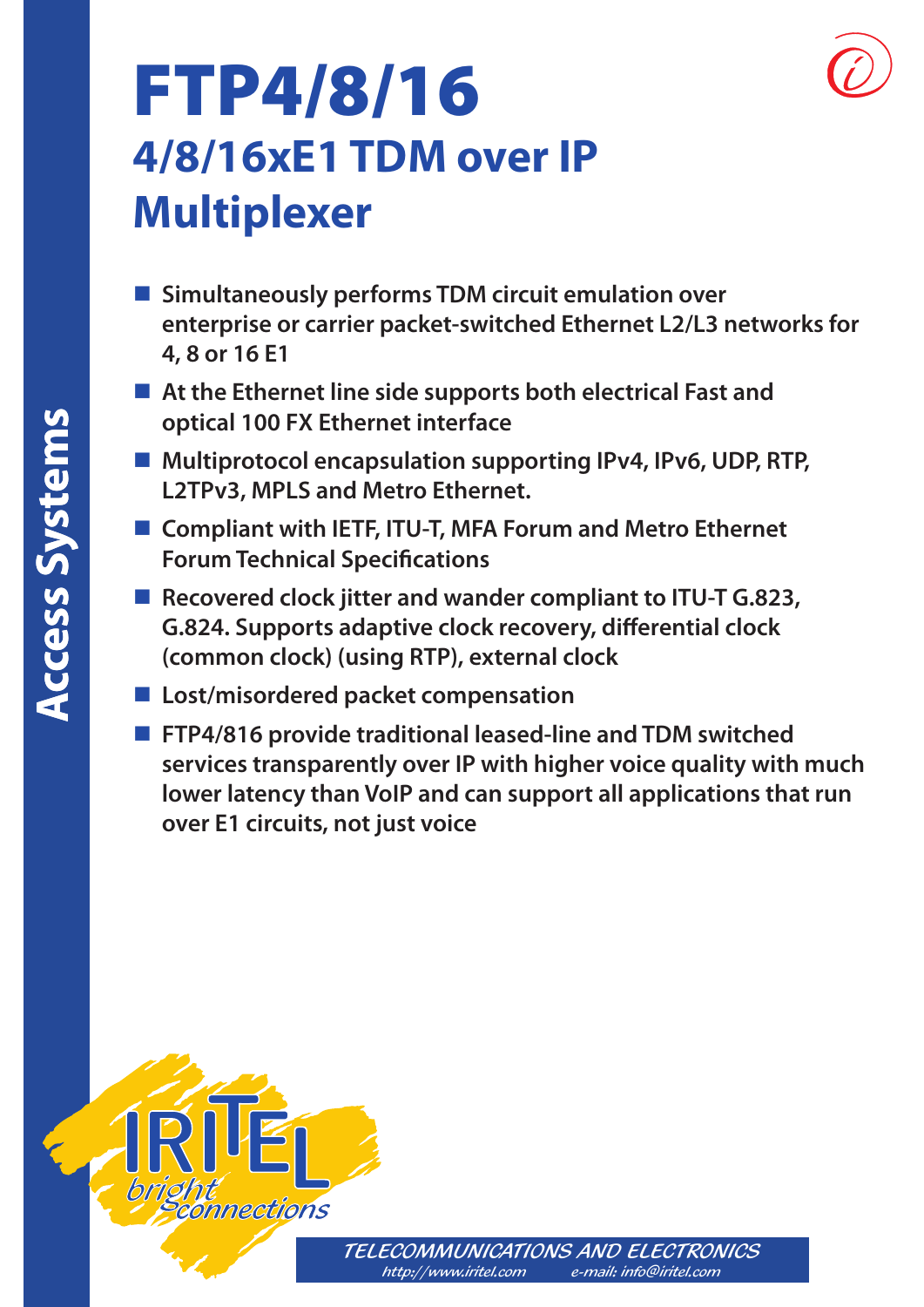# FTP4/8/16

## 4/8/16xE1 TDM over IP Multiplexer

- Simultaneously performs TDM circuit emulation over enterprise or carrier packet-switched Ethernet L2/L3 networks for 4, 8 or 16 E1
- At the Ethernet line side supports both electrical Fast and optical 100 FX Ethernet interface
- Multiprotocol encapsulation supporting IPv4, IPv6, UDP, RTP, L2TPv3, MPLS and Metro Ethernet.
- Compliant with IETF, ITU-T, MFA Forum and Metro Ethernet Forum Technical Specifications
- Recovered clock jitter and wander compliant to ITU-T G.823, G.824. Supports adaptive clock recovery, differential clock (common clock) (using RTP), external clock
- Lost/misordered packet compensation
- FTP4/816 provide traditional leased-line and TDM switched services transparently over IP with higher voice quality with much lower latency than VoIP and can support all applications that run over E1 circuits, not just voice

Access Systems

IRITEL bright connections

TELECOMMUNICATIONS AND ELECTRONICS
http://www.iritel.com e-mail: info@iritel.com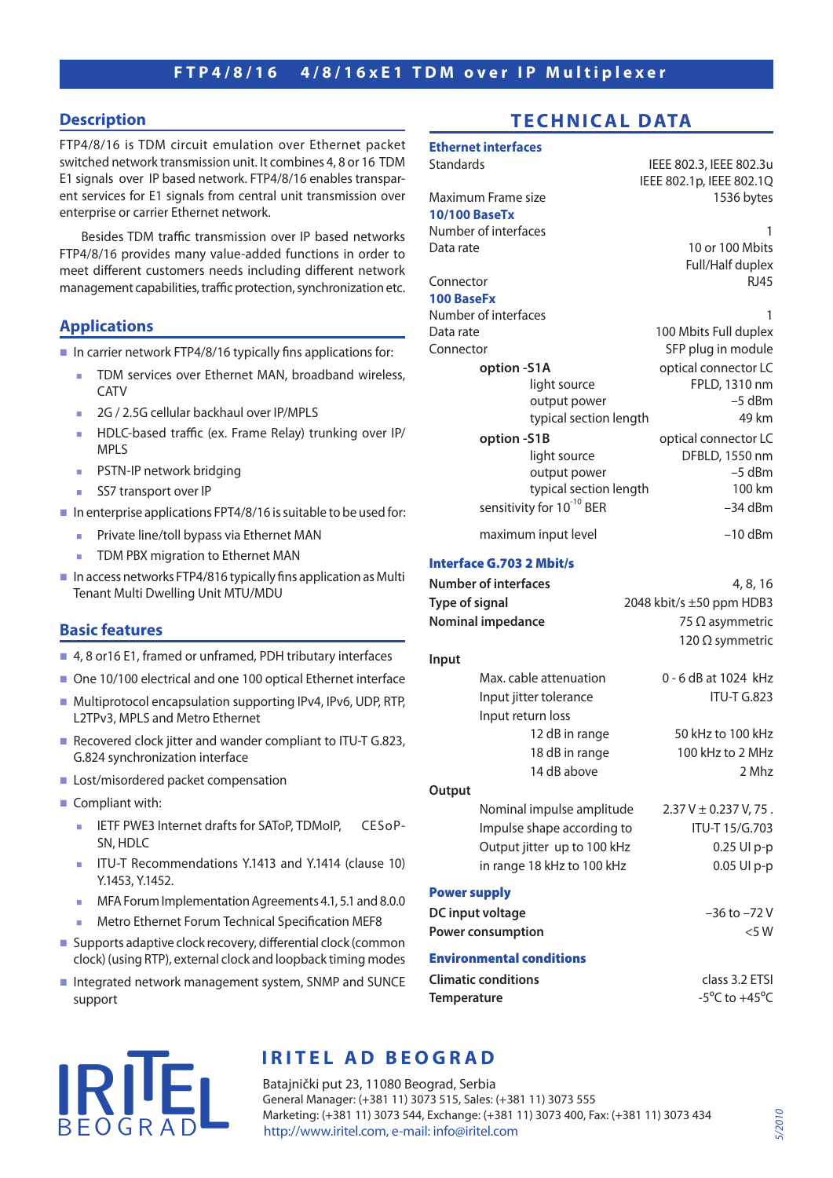# FTP4/8/16 4/8/16xE1 TDM over IP Multiplexer

## Description

FTP4/8/16 is TDM circuit emulation over Ethernet packet switched network transmission unit. It combines 4, 8 or 16 TDM E1 signals over IP based network. FTP4/8/16 enables transparent services for E1 signals from central unit transmission over enterprise or carrier Ethernet network.

Besides TDM traffic transmission over IP based networks FTP4/8/16 provides many value-added functions in order to meet different customers needs including different network management capabilities, traffic protection, synchronization etc.

## Applications

- In carrier network FTP4/8/16 typically fins applications for:
  - TDM services over Ethernet MAN, broadband wireless, CATV
  - 2G / 2.5G cellular backhaul over IP/MPLS
  - HDLC-based traffic (ex. Frame Relay) trunking over IP/MPLS
  - PSTN-IP network bridging
  - SS7 transport over IP
- In enterprise applications FPT4/8/16 is suitable to be used for:
  - Private line/toll bypass via Ethernet MAN
  - TDM PBX migration to Ethernet MAN
- In access networks FTP4/816 typically fins application as Multi Tenant Multi Dwelling Unit MTU/MDU

## Basic features

- 4, 8 or16 E1, framed or unframed, PDH tributary interfaces
- One 10/100 electrical and one 100 optical Ethernet interface
- Multiprotocol encapsulation supporting IPv4, IPv6, UDP, RTP, L2TPv3, MPLS and Metro Ethernet
- Recovered clock jitter and wander compliant to ITU-T G.823, G.824 synchronization interface
- Lost/misordered packet compensation
- Compliant with:
  - IETF PWE3 Internet drafts for SAToP, TDMoIP, CESoP-SN, HDLC
  - ITU-T Recommendations Y.1413 and Y.1414 (clause 10) Y.1453, Y.1452.
  - MFA Forum Implementation Agreements 4.1, 5.1 and 8.0.0
  - Metro Ethernet Forum Technical Specification MEF8
- Supports adaptive clock recovery, differential clock (common clock) (using RTP), external clock and loopback timing modes
- Integrated network management system, SNMP and SUNCE support

## TECHNICAL DATA

### Ethernet interfaces

| | |
|---|---|
| Standards | IEEE 802.3, IEEE 802.3u IEEE 802.1p, IEEE 802.1Q |
| Maximum Frame size | 1536 bytes |
| **10/100 BaseTx** | |
| Number of interfaces | 1 |
| Data rate | 10 or 100 Mbits Full/Half duplex |
| Connector | RJ45 |
| **100 BaseFx** | |
| Number of interfaces | 1 |
| Data rate | 100 Mbits Full duplex |
| Connector | SFP plug in module |
| **option -S1A** | optical connector LC |
| light source | FPLD, 1310 nm |
| output power | –5 dBm |
| typical section length | 49 km |
| **option -S1B** | optical connector LC |
| light source | DFBLD, 1550 nm |
| output power | –5 dBm |
| typical section length | 100 km |
| sensitivity for $10^{-10}$ BER | –34 dBm |
| maximum input level | –10 dBm |

### Interface G.703 2 Mbit/s

| | |
|---|---|
| **Number of interfaces** | 4, 8, 16 |
| **Type of signal** | 2048 kbit/s ±50 ppm HDB3 |
| **Nominal impedance** | 75 Ω asymmetric 120 Ω symmetric |
| **Input** | |
| Max. cable attenuation | 0 - 6 dB at 1024 kHz |
| Input jitter tolerance | ITU-T G.823 |
| Input return loss | |
| 12 dB in range | 50 kHz to 100 kHz |
| 18 dB in range | 100 kHz to 2 MHz |
| 14 dB above | 2 Mhz |
| **Output** | |
| Nominal impulse amplitude | 2.37 V ± 0.237 V, 75 . |
| Impulse shape according to | ITU-T 15/G.703 |
| Output jitter up to 100 kHz | 0.25 UI p-p |
| in range 18 kHz to 100 kHz | 0.05 UI p-p |

### Power supply

| | |
|---|---|
| **DC input voltage** | –36 to –72 V |
| **Power consumption** | <5 W |

### Environmental conditions

| | |
|---|---|
| **Climatic conditions** | class 3.2 ETSI |
| **Temperature** | -5°C to +45°C |

## IRITEL AD BEOGRAD

Batajnički put 23, 11080 Beograd, Serbia
General Manager: (+381 11) 3073 515, Sales: (+381 11) 3073 555
Marketing: (+381 11) 3073 544, Exchange: (+381 11) 3073 400, Fax: (+381 11) 3073 434
http://www.iritel.com, e-mail: info@iritel.com

5/2010